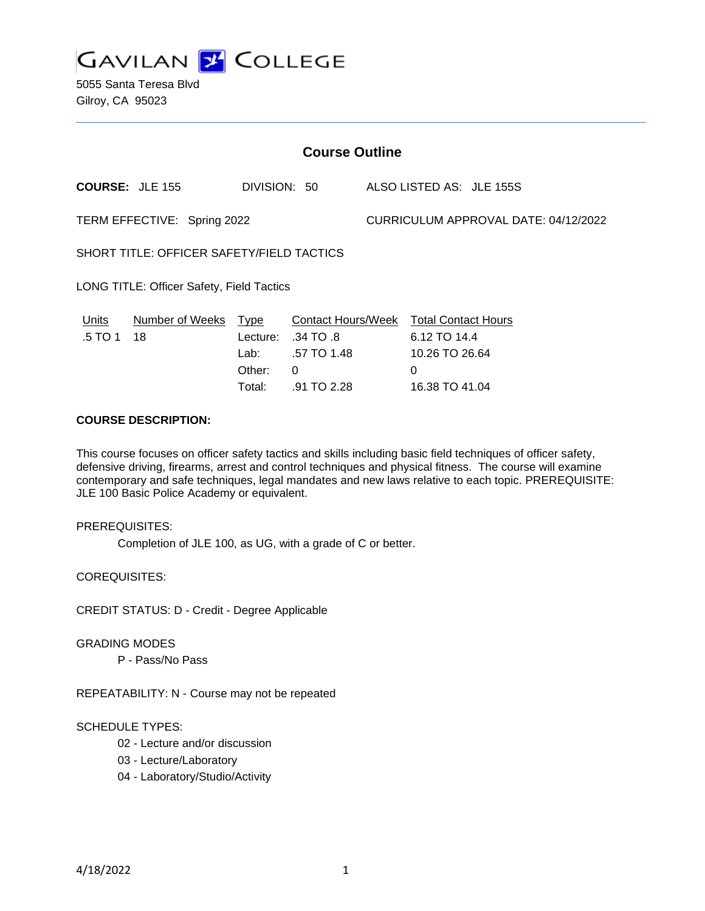# GAVILAN COLLEGE

5055 Santa Teresa Blvd
Gilroy, CA 95023

---

## Course Outline

**COURSE:** JLE 155 DIVISION: 50 ALSO LISTED AS: JLE 155S

TERM EFFECTIVE: Spring 2022 CURRICULUM APPROVAL DATE: 04/12/2022

SHORT TITLE: OFFICER SAFETY/FIELD TACTICS

LONG TITLE: Officer Safety, Field Tactics

| Units | Number of Weeks | Type | Contact Hours/Week | Total Contact Hours |
|---|---|---|---|---|
| .5 TO 1 | 18 | Lecture: | .34 TO .8 | 6.12 TO 14.4 |
| | | Lab: | .57 TO 1.48 | 10.26 TO 26.64 |
| | | Other: | 0 | 0 |
| | | Total: | .91 TO 2.28 | 16.38 TO 41.04 |

**COURSE DESCRIPTION:**

This course focuses on officer safety tactics and skills including basic field techniques of officer safety, defensive driving, firearms, arrest and control techniques and physical fitness. The course will examine contemporary and safe techniques, legal mandates and new laws relative to each topic. PREREQUISITE: JLE 100 Basic Police Academy or equivalent.

PREREQUISITES:

Completion of JLE 100, as UG, with a grade of C or better.

COREQUISITES:

CREDIT STATUS: D - Credit - Degree Applicable

GRADING MODES

P - Pass/No Pass

REPEATABILITY: N - Course may not be repeated

SCHEDULE TYPES:

02 - Lecture and/or discussion
03 - Lecture/Laboratory
04 - Laboratory/Studio/Activity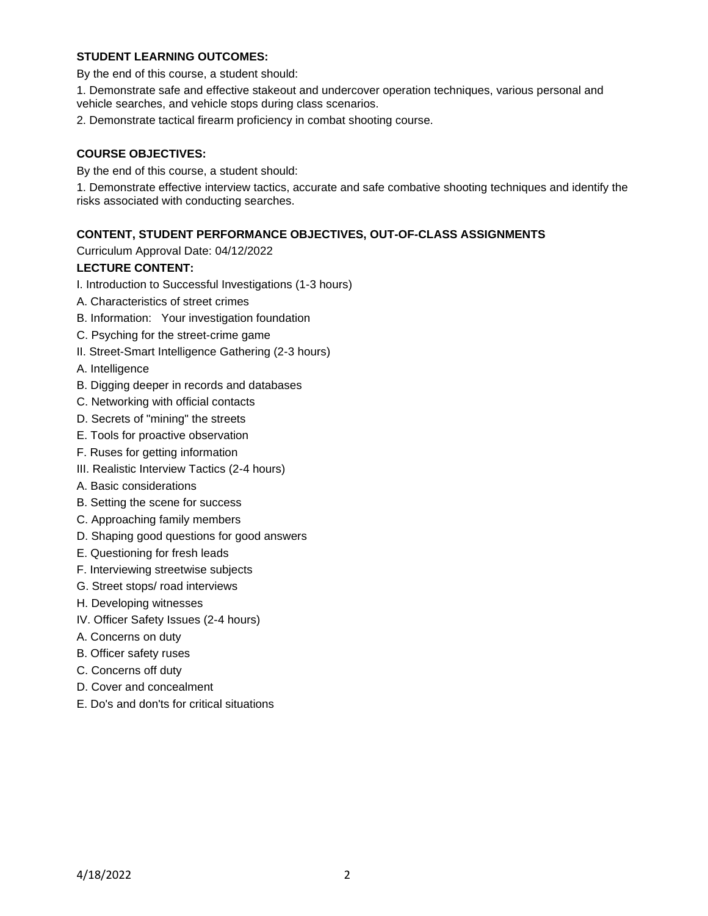**STUDENT LEARNING OUTCOMES:**

By the end of this course, a student should:

1. Demonstrate safe and effective stakeout and undercover operation techniques, various personal and vehicle searches, and vehicle stops during class scenarios.
2. Demonstrate tactical firearm proficiency in combat shooting course.

**COURSE OBJECTIVES:**

By the end of this course, a student should:

1. Demonstrate effective interview tactics, accurate and safe combative shooting techniques and identify the risks associated with conducting searches.

**CONTENT, STUDENT PERFORMANCE OBJECTIVES, OUT-OF-CLASS ASSIGNMENTS**

Curriculum Approval Date: 04/12/2022

**LECTURE CONTENT:**

I. Introduction to Successful Investigations (1-3 hours)

A. Characteristics of street crimes

B. Information: Your investigation foundation

C. Psyching for the street-crime game

II. Street-Smart Intelligence Gathering (2-3 hours)

A. Intelligence

B. Digging deeper in records and databases

C. Networking with official contacts

D. Secrets of "mining" the streets

E. Tools for proactive observation

F. Ruses for getting information

III. Realistic Interview Tactics (2-4 hours)

A. Basic considerations

B. Setting the scene for success

C. Approaching family members

D. Shaping good questions for good answers

E. Questioning for fresh leads

F. Interviewing streetwise subjects

G. Street stops/ road interviews

H. Developing witnesses

IV. Officer Safety Issues (2-4 hours)

A. Concerns on duty

B. Officer safety ruses

C. Concerns off duty

D. Cover and concealment

E. Do's and don'ts for critical situations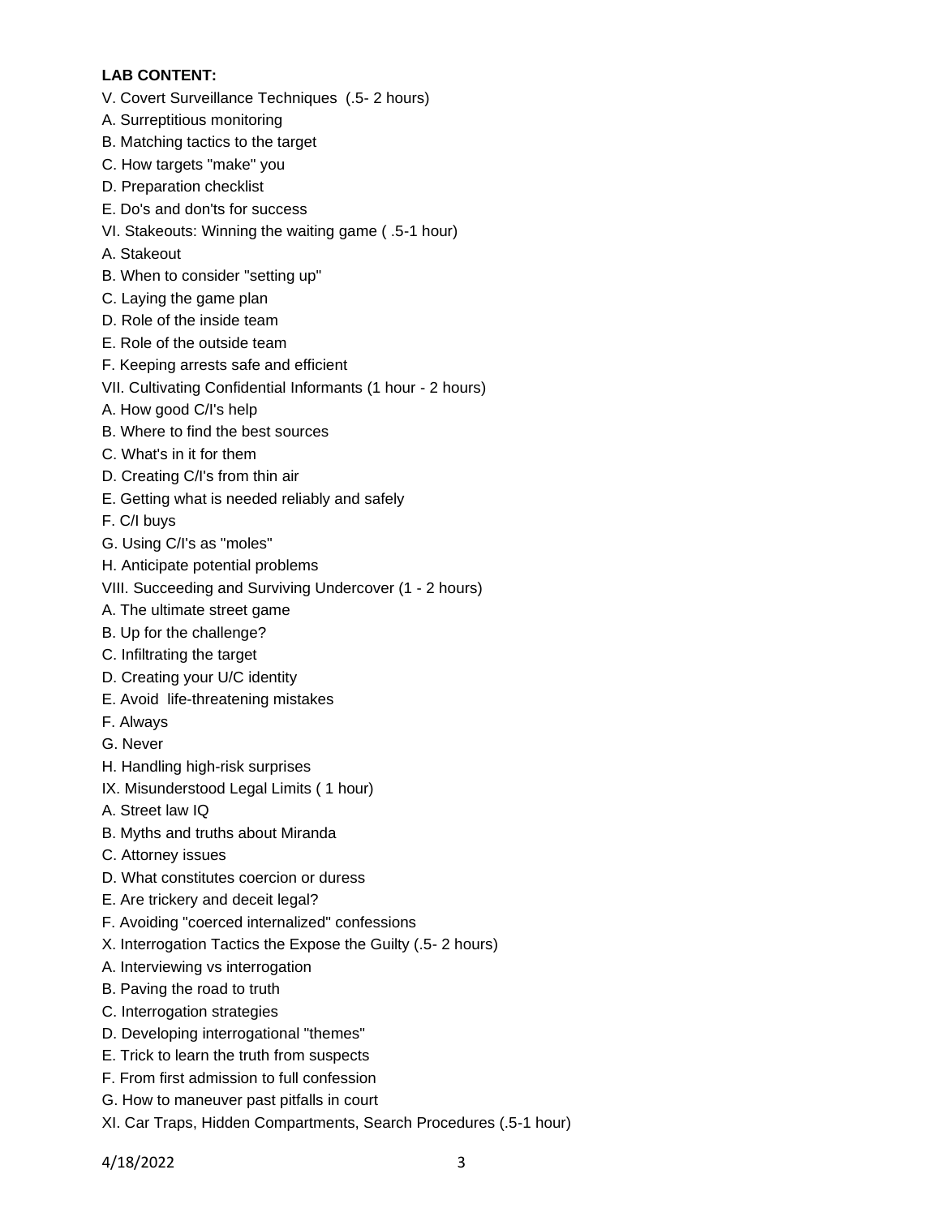**LAB CONTENT:**

V. Covert Surveillance Techniques (.5- 2 hours)

A. Surreptitious monitoring

B. Matching tactics to the target

C. How targets "make" you

D. Preparation checklist

E. Do's and don'ts for success

VI. Stakeouts: Winning the waiting game ( .5-1 hour)

A. Stakeout

B. When to consider "setting up"

C. Laying the game plan

D. Role of the inside team

E. Role of the outside team

F. Keeping arrests safe and efficient

VII. Cultivating Confidential Informants (1 hour - 2 hours)

A. How good C/I's help

B. Where to find the best sources

C. What's in it for them

D. Creating C/I's from thin air

E. Getting what is needed reliably and safely

F. C/I buys

G. Using C/I's as "moles"

H. Anticipate potential problems

VIII. Succeeding and Surviving Undercover (1 - 2 hours)

A. The ultimate street game

B. Up for the challenge?

C. Infiltrating the target

D. Creating your U/C identity

E. Avoid life-threatening mistakes

F. Always

G. Never

H. Handling high-risk surprises

IX. Misunderstood Legal Limits ( 1 hour)

A. Street law IQ

B. Myths and truths about Miranda

C. Attorney issues

D. What constitutes coercion or duress

E. Are trickery and deceit legal?

F. Avoiding "coerced internalized" confessions

X. Interrogation Tactics the Expose the Guilty (.5- 2 hours)

A. Interviewing vs interrogation

B. Paving the road to truth

C. Interrogation strategies

D. Developing interrogational "themes"

E. Trick to learn the truth from suspects

F. From first admission to full confession

G. How to maneuver past pitfalls in court

XI. Car Traps, Hidden Compartments, Search Procedures (.5-1 hour)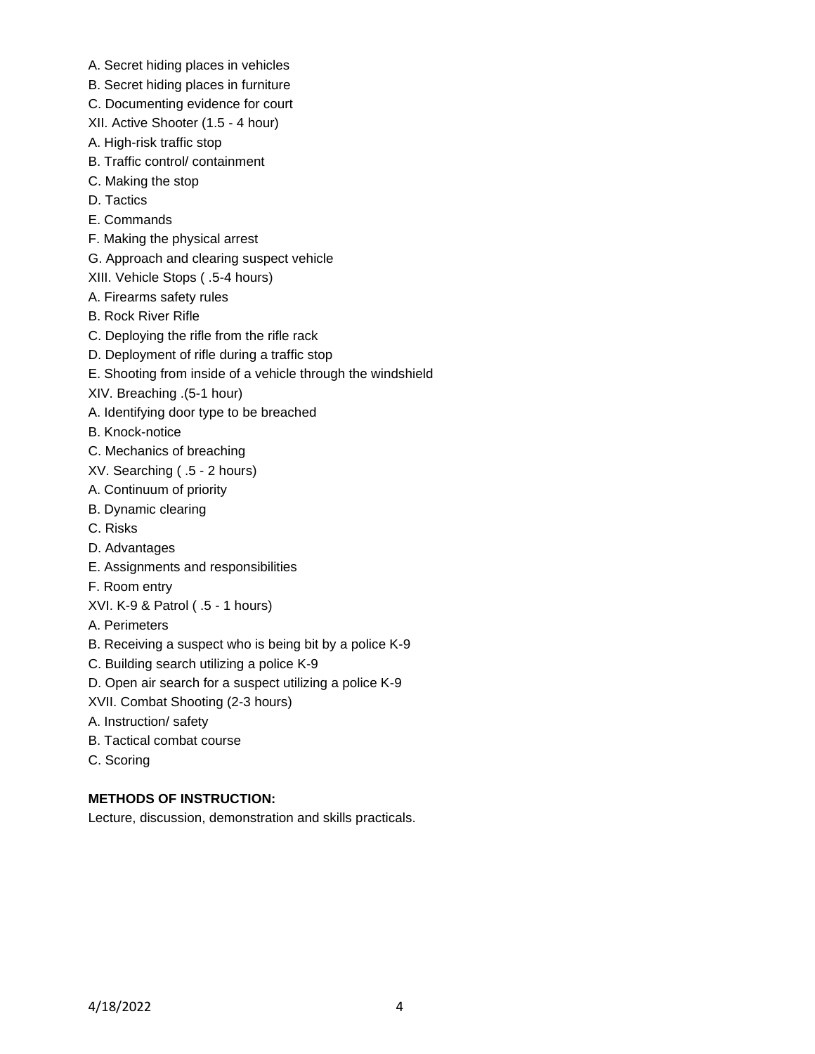A. Secret hiding places in vehicles
B. Secret hiding places in furniture
C. Documenting evidence for court
XII. Active Shooter (1.5 - 4 hour)
A. High-risk traffic stop
B. Traffic control/ containment
C. Making the stop
D. Tactics
E. Commands
F. Making the physical arrest
G. Approach and clearing suspect vehicle
XIII. Vehicle Stops ( .5-4 hours)
A. Firearms safety rules
B. Rock River Rifle
C. Deploying the rifle from the rifle rack
D. Deployment of rifle during a traffic stop
E. Shooting from inside of a vehicle through the windshield
XIV. Breaching .(5-1 hour)
A. Identifying door type to be breached
B. Knock-notice
C. Mechanics of breaching
XV. Searching ( .5 - 2 hours)
A. Continuum of priority
B. Dynamic clearing
C. Risks
D. Advantages
E. Assignments and responsibilities
F. Room entry
XVI. K-9 & Patrol ( .5 - 1 hours)
A. Perimeters
B. Receiving a suspect who is being bit by a police K-9
C. Building search utilizing a police K-9
D. Open air search for a suspect utilizing a police K-9
XVII. Combat Shooting (2-3 hours)
A. Instruction/ safety
B. Tactical combat course
C. Scoring

**METHODS OF INSTRUCTION:**

Lecture, discussion, demonstration and skills practicals.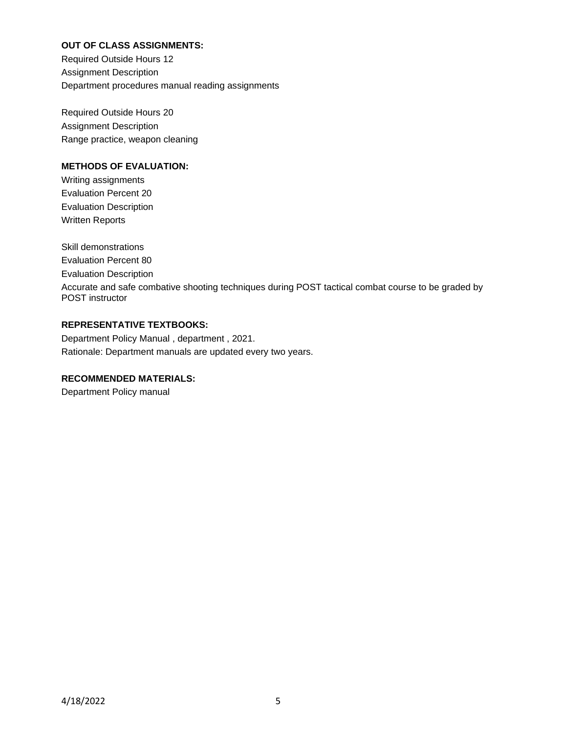**OUT OF CLASS ASSIGNMENTS:**

Required Outside Hours 12
Assignment Description
Department procedures manual reading assignments

Required Outside Hours 20
Assignment Description
Range practice, weapon cleaning

**METHODS OF EVALUATION:**

Writing assignments
Evaluation Percent 20
Evaluation Description
Written Reports

Skill demonstrations
Evaluation Percent 80
Evaluation Description
Accurate and safe combative shooting techniques during POST tactical combat course to be graded by POST instructor

**REPRESENTATIVE TEXTBOOKS:**

Department Policy Manual , department , 2021.
Rationale: Department manuals are updated every two years.

**RECOMMENDED MATERIALS:**

Department Policy manual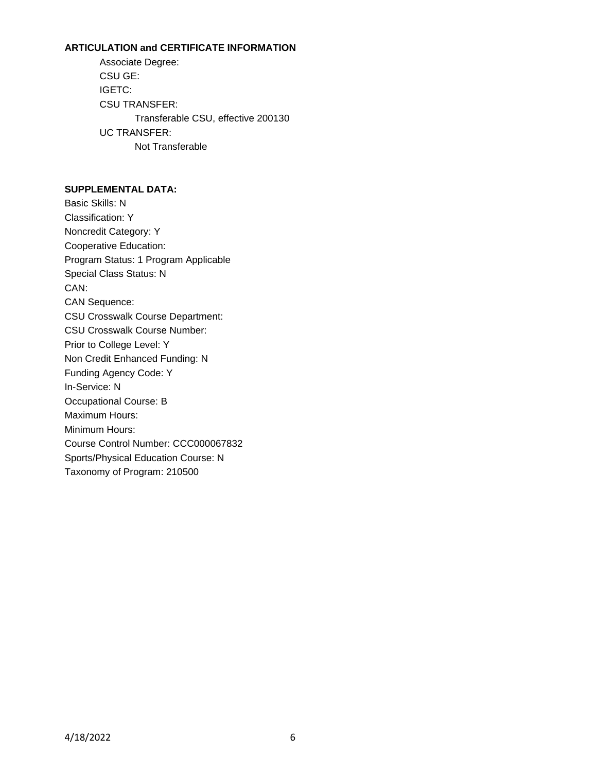**ARTICULATION and CERTIFICATE INFORMATION**

Associate Degree:
CSU GE:
IGETC:
CSU TRANSFER:
Transferable CSU, effective 200130
UC TRANSFER:
Not Transferable

**SUPPLEMENTAL DATA:**

Basic Skills: N
Classification: Y
Noncredit Category: Y
Cooperative Education:
Program Status: 1 Program Applicable
Special Class Status: N
CAN:
CAN Sequence:
CSU Crosswalk Course Department:
CSU Crosswalk Course Number:
Prior to College Level: Y
Non Credit Enhanced Funding: N
Funding Agency Code: Y
In-Service: N
Occupational Course: B
Maximum Hours:
Minimum Hours:
Course Control Number: CCC000067832
Sports/Physical Education Course: N
Taxonomy of Program: 210500